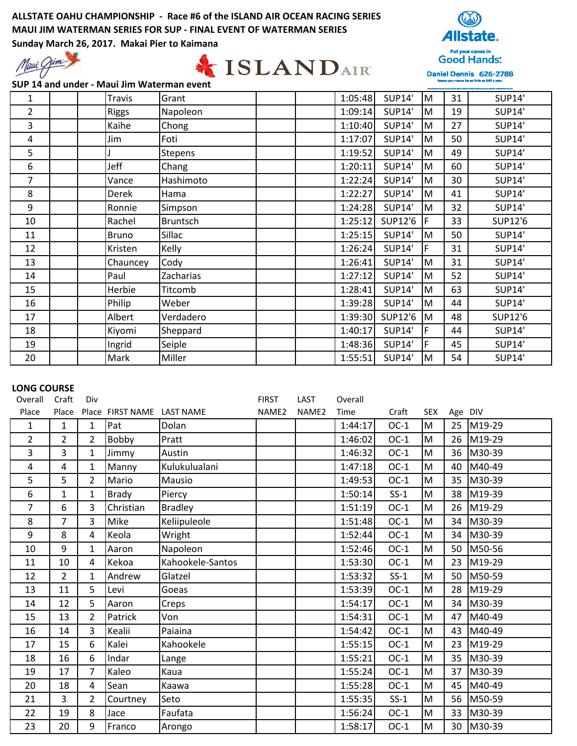**ALLSTATE OAHU CHAMPIONSHIP - Race #6 of the ISLAND AIR OCEAN RACING SERIES**
**MAUI JIM WATERMAN SERIES FOR SUP - FINAL EVENT OF WATERMAN SERIES**
**Sunday March 26, 2017. Makai Pier to Kaimana**

Allstate. Put your canoe in Good Hands. Daniel Dennis 626-2788

**SUP 14 and under - Maui Jim Waterman event**

| | | | | | | | | | | | |
|---|---|---|---|---|---|---|---|---|---|---|---|
| 1 | | | Travis | Grant | | | 1:05:48 | SUP14' | M | 31 | SUP14' |
| 2 | | | Riggs | Napoleon | | | 1:09:14 | SUP14' | M | 19 | SUP14' |
| 3 | | | Kaihe | Chong | | | 1:10:40 | SUP14' | M | 27 | SUP14' |
| 4 | | | Jim | Foti | | | 1:17:07 | SUP14' | M | 50 | SUP14' |
| 5 | | | J | Stepens | | | 1:19:52 | SUP14' | M | 49 | SUP14' |
| 6 | | | Jeff | Chang | | | 1:20:11 | SUP14' | M | 60 | SUP14' |
| 7 | | | Vance | Hashimoto | | | 1:22:24 | SUP14' | M | 30 | SUP14' |
| 8 | | | Derek | Hama | | | 1:22:27 | SUP14' | M | 41 | SUP14' |
| 9 | | | Ronnie | Simpson | | | 1:24:28 | SUP14' | M | 32 | SUP14' |
| 10 | | | Rachel | Bruntsch | | | 1:25:12 | SUP12'6 | F | 33 | SUP12'6 |
| 11 | | | Bruno | Sillac | | | 1:25:15 | SUP14' | M | 50 | SUP14' |
| 12 | | | Kristen | Kelly | | | 1:26:24 | SUP14' | F | 31 | SUP14' |
| 13 | | | Chauncey | Cody | | | 1:26:41 | SUP14' | M | 31 | SUP14' |
| 14 | | | Paul | Zacharias | | | 1:27:12 | SUP14' | M | 52 | SUP14' |
| 15 | | | Herbie | Titcomb | | | 1:28:41 | SUP14' | M | 63 | SUP14' |
| 16 | | | Philip | Weber | | | 1:39:28 | SUP14' | M | 44 | SUP14' |
| 17 | | | Albert | Verdadero | | | 1:39:30 | SUP12'6 | M | 48 | SUP12'6 |
| 18 | | | Kiyomi | Sheppard | | | 1:40:17 | SUP14' | F | 44 | SUP14' |
| 19 | | | Ingrid | Seiple | | | 1:48:36 | SUP14' | F | 45 | SUP14' |
| 20 | | | Mark | Miller | | | 1:55:51 | SUP14' | M | 54 | SUP14' |

**LONG COURSE**

| Overall Place | Craft Place | Div Place | FIRST NAME | LAST NAME | FIRST NAME2 | LAST NAME2 | Overall Time | Craft | SEX | Age | DIV |
|---|---|---|---|---|---|---|---|---|---|---|---|
| 1 | 1 | 1 | Pat | Dolan | | | 1:44:17 | OC-1 | M | 25 | M19-29 |
| 2 | 2 | 2 | Bobby | Pratt | | | 1:46:02 | OC-1 | M | 26 | M19-29 |
| 3 | 3 | 1 | Jimmy | Austin | | | 1:46:32 | OC-1 | M | 36 | M30-39 |
| 4 | 4 | 1 | Manny | Kulukulualani | | | 1:47:18 | OC-1 | M | 40 | M40-49 |
| 5 | 5 | 2 | Mario | Mausio | | | 1:49:53 | OC-1 | M | 35 | M30-39 |
| 6 | 1 | 1 | Brady | Piercy | | | 1:50:14 | SS-1 | M | 38 | M19-39 |
| 7 | 6 | 3 | Christian | Bradley | | | 1:51:19 | OC-1 | M | 26 | M19-29 |
| 8 | 7 | 3 | Mike | Keliipuleole | | | 1:51:48 | OC-1 | M | 34 | M30-39 |
| 9 | 8 | 4 | Keola | Wright | | | 1:52:44 | OC-1 | M | 34 | M30-39 |
| 10 | 9 | 1 | Aaron | Napoleon | | | 1:52:46 | OC-1 | M | 50 | M50-56 |
| 11 | 10 | 4 | Kekoa | Kahookele-Santos | | | 1:53:30 | OC-1 | M | 23 | M19-29 |
| 12 | 2 | 1 | Andrew | Glatzel | | | 1:53:32 | SS-1 | M | 50 | M50-59 |
| 13 | 11 | 5 | Levi | Goeas | | | 1:53:39 | OC-1 | M | 28 | M19-29 |
| 14 | 12 | 5 | Aaron | Creps | | | 1:54:17 | OC-1 | M | 34 | M30-39 |
| 15 | 13 | 2 | Patrick | Von | | | 1:54:31 | OC-1 | M | 47 | M40-49 |
| 16 | 14 | 3 | Kealii | Paiaina | | | 1:54:42 | OC-1 | M | 43 | M40-49 |
| 17 | 15 | 6 | Kalei | Kahookele | | | 1:55:15 | OC-1 | M | 23 | M19-29 |
| 18 | 16 | 6 | Indar | Lange | | | 1:55:21 | OC-1 | M | 35 | M30-39 |
| 19 | 17 | 7 | Kaleo | Kaua | | | 1:55:24 | OC-1 | M | 37 | M30-39 |
| 20 | 18 | 4 | Sean | Kaawa | | | 1:55:28 | OC-1 | M | 45 | M40-49 |
| 21 | 3 | 2 | Courtney | Seto | | | 1:55:35 | SS-1 | M | 56 | M50-59 |
| 22 | 19 | 8 | Jace | Faufata | | | 1:56:24 | OC-1 | M | 33 | M30-39 |
| 23 | 20 | 9 | Franco | Arongo | | | 1:58:17 | OC-1 | M | 30 | M30-39 |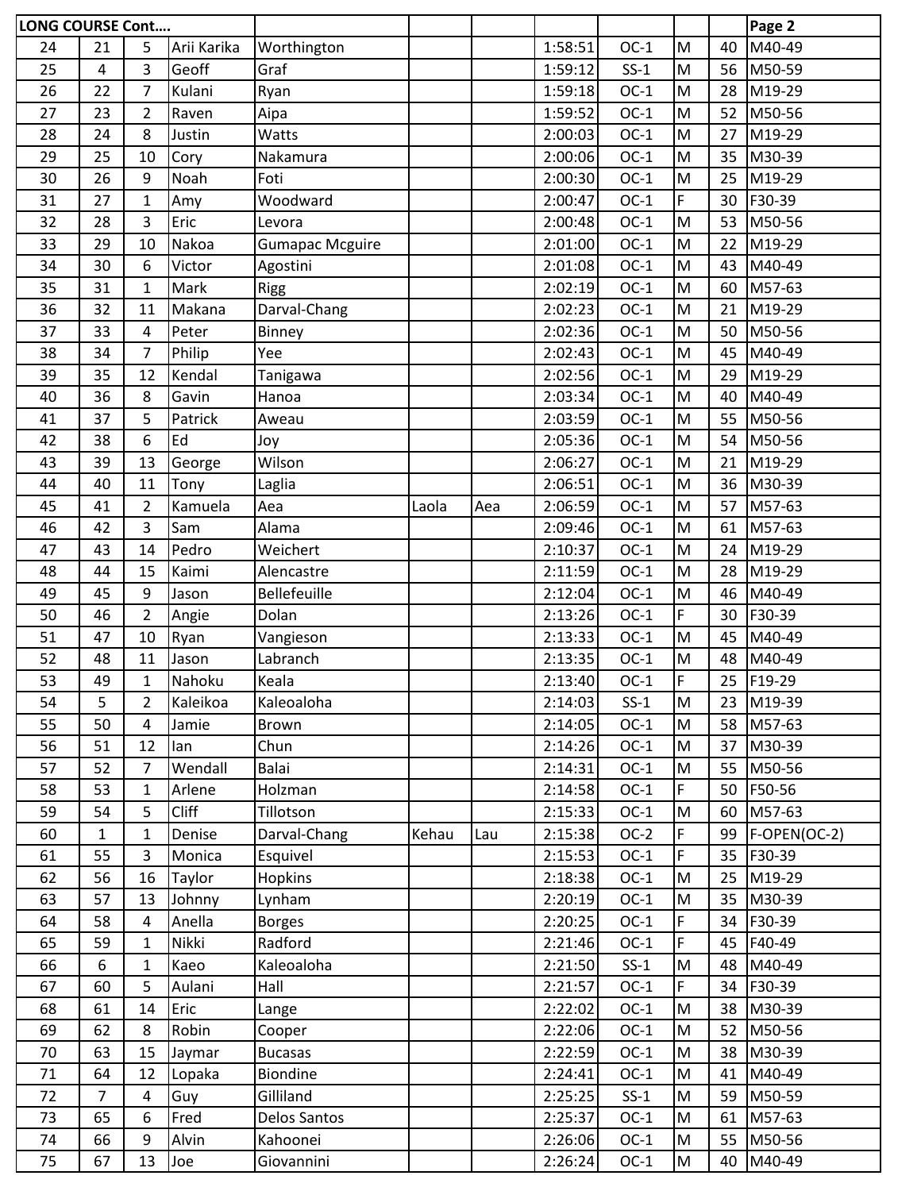| LONG COURSE Cont…. | | | | | | | | | | | | Page 2 |
|---|---|---|---|---|---|---|---|---|---|---|---|---|
| 24 | 21 | 5 | Arii Karika | Worthington | | | 1:58:51 | OC-1 | M | 40 | M40-49 |
| 25 | 4 | 3 | Geoff | Graf | | | 1:59:12 | SS-1 | M | 56 | M50-59 |
| 26 | 22 | 7 | Kulani | Ryan | | | 1:59:18 | OC-1 | M | 28 | M19-29 |
| 27 | 23 | 2 | Raven | Aipa | | | 1:59:52 | OC-1 | M | 52 | M50-56 |
| 28 | 24 | 8 | Justin | Watts | | | 2:00:03 | OC-1 | M | 27 | M19-29 |
| 29 | 25 | 10 | Cory | Nakamura | | | 2:00:06 | OC-1 | M | 35 | M30-39 |
| 30 | 26 | 9 | Noah | Foti | | | 2:00:30 | OC-1 | M | 25 | M19-29 |
| 31 | 27 | 1 | Amy | Woodward | | | 2:00:47 | OC-1 | F | 30 | F30-39 |
| 32 | 28 | 3 | Eric | Levora | | | 2:00:48 | OC-1 | M | 53 | M50-56 |
| 33 | 29 | 10 | Nakoa | Gumapac Mcguire | | | 2:01:00 | OC-1 | M | 22 | M19-29 |
| 34 | 30 | 6 | Victor | Agostini | | | 2:01:08 | OC-1 | M | 43 | M40-49 |
| 35 | 31 | 1 | Mark | Rigg | | | 2:02:19 | OC-1 | M | 60 | M57-63 |
| 36 | 32 | 11 | Makana | Darval-Chang | | | 2:02:23 | OC-1 | M | 21 | M19-29 |
| 37 | 33 | 4 | Peter | Binney | | | 2:02:36 | OC-1 | M | 50 | M50-56 |
| 38 | 34 | 7 | Philip | Yee | | | 2:02:43 | OC-1 | M | 45 | M40-49 |
| 39 | 35 | 12 | Kendal | Tanigawa | | | 2:02:56 | OC-1 | M | 29 | M19-29 |
| 40 | 36 | 8 | Gavin | Hanoa | | | 2:03:34 | OC-1 | M | 40 | M40-49 |
| 41 | 37 | 5 | Patrick | Aweau | | | 2:03:59 | OC-1 | M | 55 | M50-56 |
| 42 | 38 | 6 | Ed | Joy | | | 2:05:36 | OC-1 | M | 54 | M50-56 |
| 43 | 39 | 13 | George | Wilson | | | 2:06:27 | OC-1 | M | 21 | M19-29 |
| 44 | 40 | 11 | Tony | Laglia | | | 2:06:51 | OC-1 | M | 36 | M30-39 |
| 45 | 41 | 2 | Kamuela | Aea | Laola | Aea | 2:06:59 | OC-1 | M | 57 | M57-63 |
| 46 | 42 | 3 | Sam | Alama | | | 2:09:46 | OC-1 | M | 61 | M57-63 |
| 47 | 43 | 14 | Pedro | Weichert | | | 2:10:37 | OC-1 | M | 24 | M19-29 |
| 48 | 44 | 15 | Kaimi | Alencastre | | | 2:11:59 | OC-1 | M | 28 | M19-29 |
| 49 | 45 | 9 | Jason | Bellefeuille | | | 2:12:04 | OC-1 | M | 46 | M40-49 |
| 50 | 46 | 2 | Angie | Dolan | | | 2:13:26 | OC-1 | F | 30 | F30-39 |
| 51 | 47 | 10 | Ryan | Vangieson | | | 2:13:33 | OC-1 | M | 45 | M40-49 |
| 52 | 48 | 11 | Jason | Labranch | | | 2:13:35 | OC-1 | M | 48 | M40-49 |
| 53 | 49 | 1 | Nahoku | Keala | | | 2:13:40 | OC-1 | F | 25 | F19-29 |
| 54 | 5 | 2 | Kaleikoa | Kaleoaloha | | | 2:14:03 | SS-1 | M | 23 | M19-39 |
| 55 | 50 | 4 | Jamie | Brown | | | 2:14:05 | OC-1 | M | 58 | M57-63 |
| 56 | 51 | 12 | Ian | Chun | | | 2:14:26 | OC-1 | M | 37 | M30-39 |
| 57 | 52 | 7 | Wendall | Balai | | | 2:14:31 | OC-1 | M | 55 | M50-56 |
| 58 | 53 | 1 | Arlene | Holzman | | | 2:14:58 | OC-1 | F | 50 | F50-56 |
| 59 | 54 | 5 | Cliff | Tillotson | | | 2:15:33 | OC-1 | M | 60 | M57-63 |
| 60 | 1 | 1 | Denise | Darval-Chang | Kehau | Lau | 2:15:38 | OC-2 | F | 99 | F-OPEN(OC-2) |
| 61 | 55 | 3 | Monica | Esquivel | | | 2:15:53 | OC-1 | F | 35 | F30-39 |
| 62 | 56 | 16 | Taylor | Hopkins | | | 2:18:38 | OC-1 | M | 25 | M19-29 |
| 63 | 57 | 13 | Johnny | Lynham | | | 2:20:19 | OC-1 | M | 35 | M30-39 |
| 64 | 58 | 4 | Anella | Borges | | | 2:20:25 | OC-1 | F | 34 | F30-39 |
| 65 | 59 | 1 | Nikki | Radford | | | 2:21:46 | OC-1 | F | 45 | F40-49 |
| 66 | 6 | 1 | Kaeo | Kaleoaloha | | | 2:21:50 | SS-1 | M | 48 | M40-49 |
| 67 | 60 | 5 | Aulani | Hall | | | 2:21:57 | OC-1 | F | 34 | F30-39 |
| 68 | 61 | 14 | Eric | Lange | | | 2:22:02 | OC-1 | M | 38 | M30-39 |
| 69 | 62 | 8 | Robin | Cooper | | | 2:22:06 | OC-1 | M | 52 | M50-56 |
| 70 | 63 | 15 | Jaymar | Bucasas | | | 2:22:59 | OC-1 | M | 38 | M30-39 |
| 71 | 64 | 12 | Lopaka | Biondine | | | 2:24:41 | OC-1 | M | 41 | M40-49 |
| 72 | 7 | 4 | Guy | Gilliland | | | 2:25:25 | SS-1 | M | 59 | M50-59 |
| 73 | 65 | 6 | Fred | Delos Santos | | | 2:25:37 | OC-1 | M | 61 | M57-63 |
| 74 | 66 | 9 | Alvin | Kahoonei | | | 2:26:06 | OC-1 | M | 55 | M50-56 |
| 75 | 67 | 13 | Joe | Giovannini | | | 2:26:24 | OC-1 | M | 40 | M40-49 |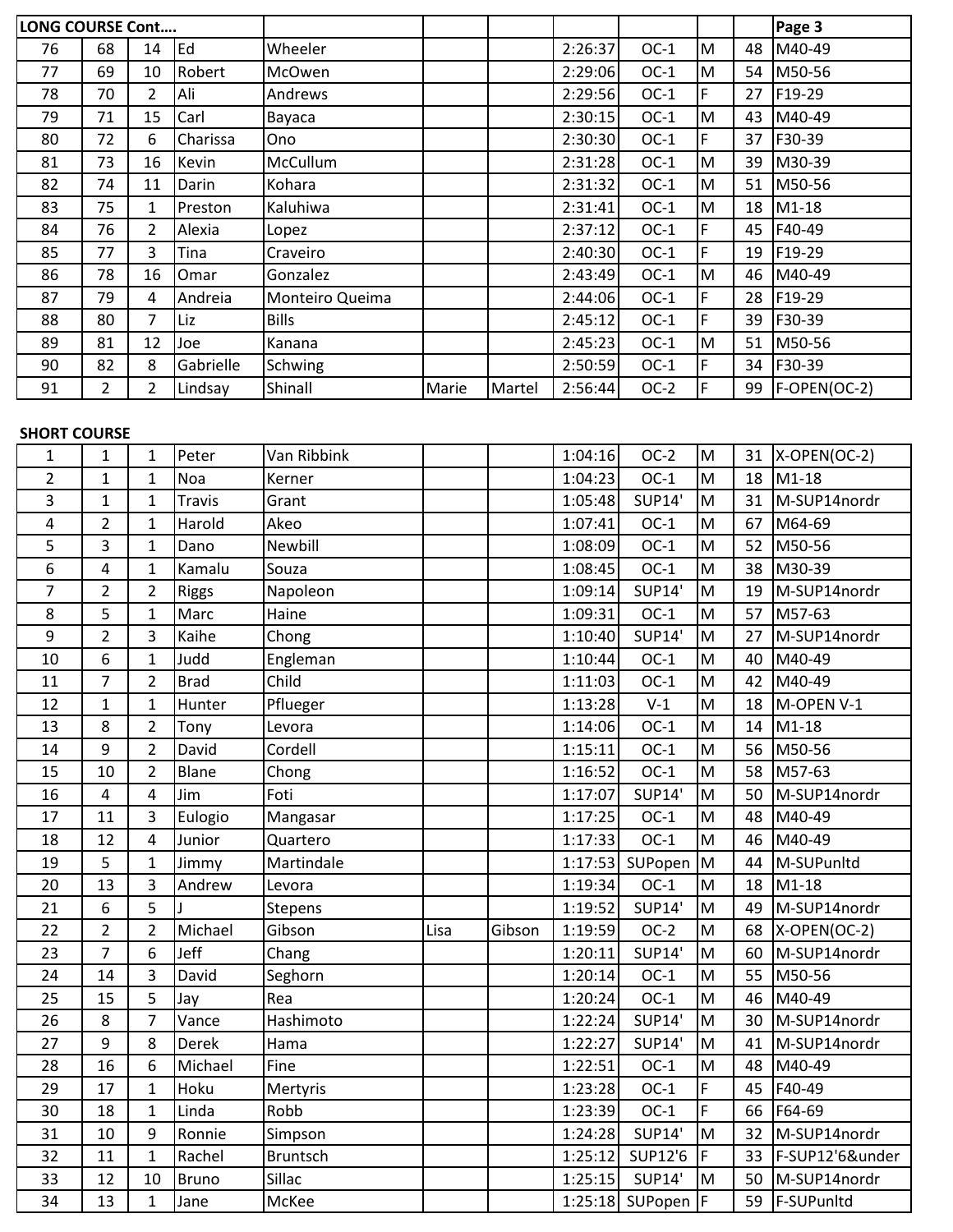| LONG COURSE Cont…. | | | | | | | | | | | Page 3 |
|---|---|---|---|---|---|---|---|---|---|---|---|
| 76 | 68 | 14 | Ed | Wheeler | | | 2:26:37 | OC-1 | M | 48 | M40-49 |
| 77 | 69 | 10 | Robert | McOwen | | | 2:29:06 | OC-1 | M | 54 | M50-56 |
| 78 | 70 | 2 | Ali | Andrews | | | 2:29:56 | OC-1 | F | 27 | F19-29 |
| 79 | 71 | 15 | Carl | Bayaca | | | 2:30:15 | OC-1 | M | 43 | M40-49 |
| 80 | 72 | 6 | Charissa | Ono | | | 2:30:30 | OC-1 | F | 37 | F30-39 |
| 81 | 73 | 16 | Kevin | McCullum | | | 2:31:28 | OC-1 | M | 39 | M30-39 |
| 82 | 74 | 11 | Darin | Kohara | | | 2:31:32 | OC-1 | M | 51 | M50-56 |
| 83 | 75 | 1 | Preston | Kaluhiwa | | | 2:31:41 | OC-1 | M | 18 | M1-18 |
| 84 | 76 | 2 | Alexia | Lopez | | | 2:37:12 | OC-1 | F | 45 | F40-49 |
| 85 | 77 | 3 | Tina | Craveiro | | | 2:40:30 | OC-1 | F | 19 | F19-29 |
| 86 | 78 | 16 | Omar | Gonzalez | | | 2:43:49 | OC-1 | M | 46 | M40-49 |
| 87 | 79 | 4 | Andreia | Monteiro Queima | | | 2:44:06 | OC-1 | F | 28 | F19-29 |
| 88 | 80 | 7 | Liz | Bills | | | 2:45:12 | OC-1 | F | 39 | F30-39 |
| 89 | 81 | 12 | Joe | Kanana | | | 2:45:23 | OC-1 | M | 51 | M50-56 |
| 90 | 82 | 8 | Gabrielle | Schwing | | | 2:50:59 | OC-1 | F | 34 | F30-39 |
| 91 | 2 | 2 | Lindsay | Shinall | Marie | Martel | 2:56:44 | OC-2 | F | 99 | F-OPEN(OC-2) |

**SHORT COURSE**

| | | | | | | | | | | | |
|---|---|---|---|---|---|---|---|---|---|---|---|
| 1 | 1 | 1 | Peter | Van Ribbink | | | 1:04:16 | OC-2 | M | 31 | X-OPEN(OC-2) |
| 2 | 1 | 1 | Noa | Kerner | | | 1:04:23 | OC-1 | M | 18 | M1-18 |
| 3 | 1 | 1 | Travis | Grant | | | 1:05:48 | SUP14' | M | 31 | M-SUP14nordr |
| 4 | 2 | 1 | Harold | Akeo | | | 1:07:41 | OC-1 | M | 67 | M64-69 |
| 5 | 3 | 1 | Dano | Newbill | | | 1:08:09 | OC-1 | M | 52 | M50-56 |
| 6 | 4 | 1 | Kamalu | Souza | | | 1:08:45 | OC-1 | M | 38 | M30-39 |
| 7 | 2 | 2 | Riggs | Napoleon | | | 1:09:14 | SUP14' | M | 19 | M-SUP14nordr |
| 8 | 5 | 1 | Marc | Haine | | | 1:09:31 | OC-1 | M | 57 | M57-63 |
| 9 | 2 | 3 | Kaihe | Chong | | | 1:10:40 | SUP14' | M | 27 | M-SUP14nordr |
| 10 | 6 | 1 | Judd | Engleman | | | 1:10:44 | OC-1 | M | 40 | M40-49 |
| 11 | 7 | 2 | Brad | Child | | | 1:11:03 | OC-1 | M | 42 | M40-49 |
| 12 | 1 | 1 | Hunter | Pflueger | | | 1:13:28 | V-1 | M | 18 | M-OPEN V-1 |
| 13 | 8 | 2 | Tony | Levora | | | 1:14:06 | OC-1 | M | 14 | M1-18 |
| 14 | 9 | 2 | David | Cordell | | | 1:15:11 | OC-1 | M | 56 | M50-56 |
| 15 | 10 | 2 | Blane | Chong | | | 1:16:52 | OC-1 | M | 58 | M57-63 |
| 16 | 4 | 4 | Jim | Foti | | | 1:17:07 | SUP14' | M | 50 | M-SUP14nordr |
| 17 | 11 | 3 | Eulogio | Mangasar | | | 1:17:25 | OC-1 | M | 48 | M40-49 |
| 18 | 12 | 4 | Junior | Quartero | | | 1:17:33 | OC-1 | M | 46 | M40-49 |
| 19 | 5 | 1 | Jimmy | Martindale | | | 1:17:53 | SUPopen | M | 44 | M-SUPunltd |
| 20 | 13 | 3 | Andrew | Levora | | | 1:19:34 | OC-1 | M | 18 | M1-18 |
| 21 | 6 | 5 | J | Stepens | | | 1:19:52 | SUP14' | M | 49 | M-SUP14nordr |
| 22 | 2 | 2 | Michael | Gibson | Lisa | Gibson | 1:19:59 | OC-2 | M | 68 | X-OPEN(OC-2) |
| 23 | 7 | 6 | Jeff | Chang | | | 1:20:11 | SUP14' | M | 60 | M-SUP14nordr |
| 24 | 14 | 3 | David | Seghorn | | | 1:20:14 | OC-1 | M | 55 | M50-56 |
| 25 | 15 | 5 | Jay | Rea | | | 1:20:24 | OC-1 | M | 46 | M40-49 |
| 26 | 8 | 7 | Vance | Hashimoto | | | 1:22:24 | SUP14' | M | 30 | M-SUP14nordr |
| 27 | 9 | 8 | Derek | Hama | | | 1:22:27 | SUP14' | M | 41 | M-SUP14nordr |
| 28 | 16 | 6 | Michael | Fine | | | 1:22:51 | OC-1 | M | 48 | M40-49 |
| 29 | 17 | 1 | Hoku | Mertyris | | | 1:23:28 | OC-1 | F | 45 | F40-49 |
| 30 | 18 | 1 | Linda | Robb | | | 1:23:39 | OC-1 | F | 66 | F64-69 |
| 31 | 10 | 9 | Ronnie | Simpson | | | 1:24:28 | SUP14' | M | 32 | M-SUP14nordr |
| 32 | 11 | 1 | Rachel | Bruntsch | | | 1:25:12 | SUP12'6 | F | 33 | F-SUP12'6&under |
| 33 | 12 | 10 | Bruno | Sillac | | | 1:25:15 | SUP14' | M | 50 | M-SUP14nordr |
| 34 | 13 | 1 | Jane | McKee | | | 1:25:18 | SUPopen | F | 59 | F-SUPunltd |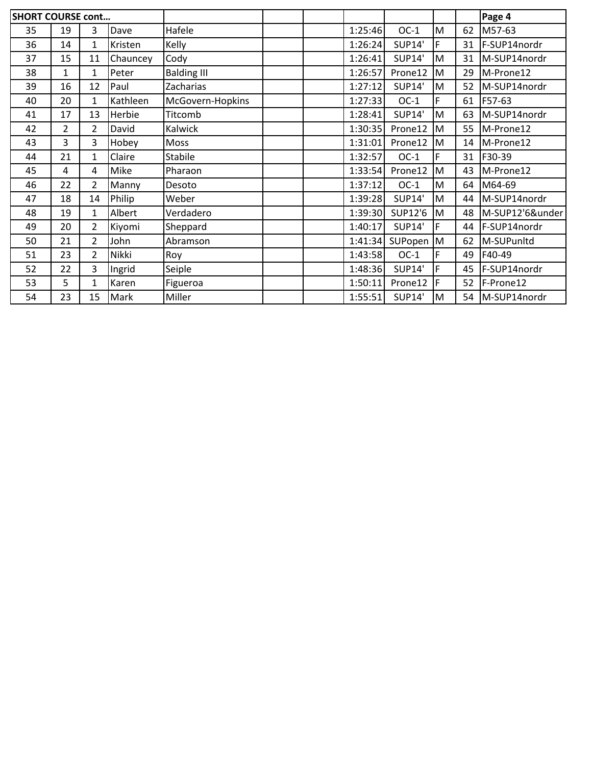| SHORT COURSE cont… | | | | | | | | | | | | Page 4 |
|---|---|---|---|---|---|---|---|---|---|---|---|---|
| 35 | 19 | 3 | Dave | Hafele | | | | 1:25:46 | OC-1 | M | 62 | M57-63 |
| 36 | 14 | 1 | Kristen | Kelly | | | | 1:26:24 | SUP14' | F | 31 | F-SUP14nordr |
| 37 | 15 | 11 | Chauncey | Cody | | | | 1:26:41 | SUP14' | M | 31 | M-SUP14nordr |
| 38 | 1 | 1 | Peter | Balding III | | | | 1:26:57 | Prone12 | M | 29 | M-Prone12 |
| 39 | 16 | 12 | Paul | Zacharias | | | | 1:27:12 | SUP14' | M | 52 | M-SUP14nordr |
| 40 | 20 | 1 | Kathleen | McGovern-Hopkins | | | | 1:27:33 | OC-1 | F | 61 | F57-63 |
| 41 | 17 | 13 | Herbie | Titcomb | | | | 1:28:41 | SUP14' | M | 63 | M-SUP14nordr |
| 42 | 2 | 2 | David | Kalwick | | | | 1:30:35 | Prone12 | M | 55 | M-Prone12 |
| 43 | 3 | 3 | Hobey | Moss | | | | 1:31:01 | Prone12 | M | 14 | M-Prone12 |
| 44 | 21 | 1 | Claire | Stabile | | | | 1:32:57 | OC-1 | F | 31 | F30-39 |
| 45 | 4 | 4 | Mike | Pharaon | | | | 1:33:54 | Prone12 | M | 43 | M-Prone12 |
| 46 | 22 | 2 | Manny | Desoto | | | | 1:37:12 | OC-1 | M | 64 | M64-69 |
| 47 | 18 | 14 | Philip | Weber | | | | 1:39:28 | SUP14' | M | 44 | M-SUP14nordr |
| 48 | 19 | 1 | Albert | Verdadero | | | | 1:39:30 | SUP12'6 | M | 48 | M-SUP12'6&under |
| 49 | 20 | 2 | Kiyomi | Sheppard | | | | 1:40:17 | SUP14' | F | 44 | F-SUP14nordr |
| 50 | 21 | 2 | John | Abramson | | | | 1:41:34 | SUPopen | M | 62 | M-SUPunltd |
| 51 | 23 | 2 | Nikki | Roy | | | | 1:43:58 | OC-1 | F | 49 | F40-49 |
| 52 | 22 | 3 | Ingrid | Seiple | | | | 1:48:36 | SUP14' | F | 45 | F-SUP14nordr |
| 53 | 5 | 1 | Karen | Figueroa | | | | 1:50:11 | Prone12 | F | 52 | F-Prone12 |
| 54 | 23 | 15 | Mark | Miller | | | | 1:55:51 | SUP14' | M | 54 | M-SUP14nordr |